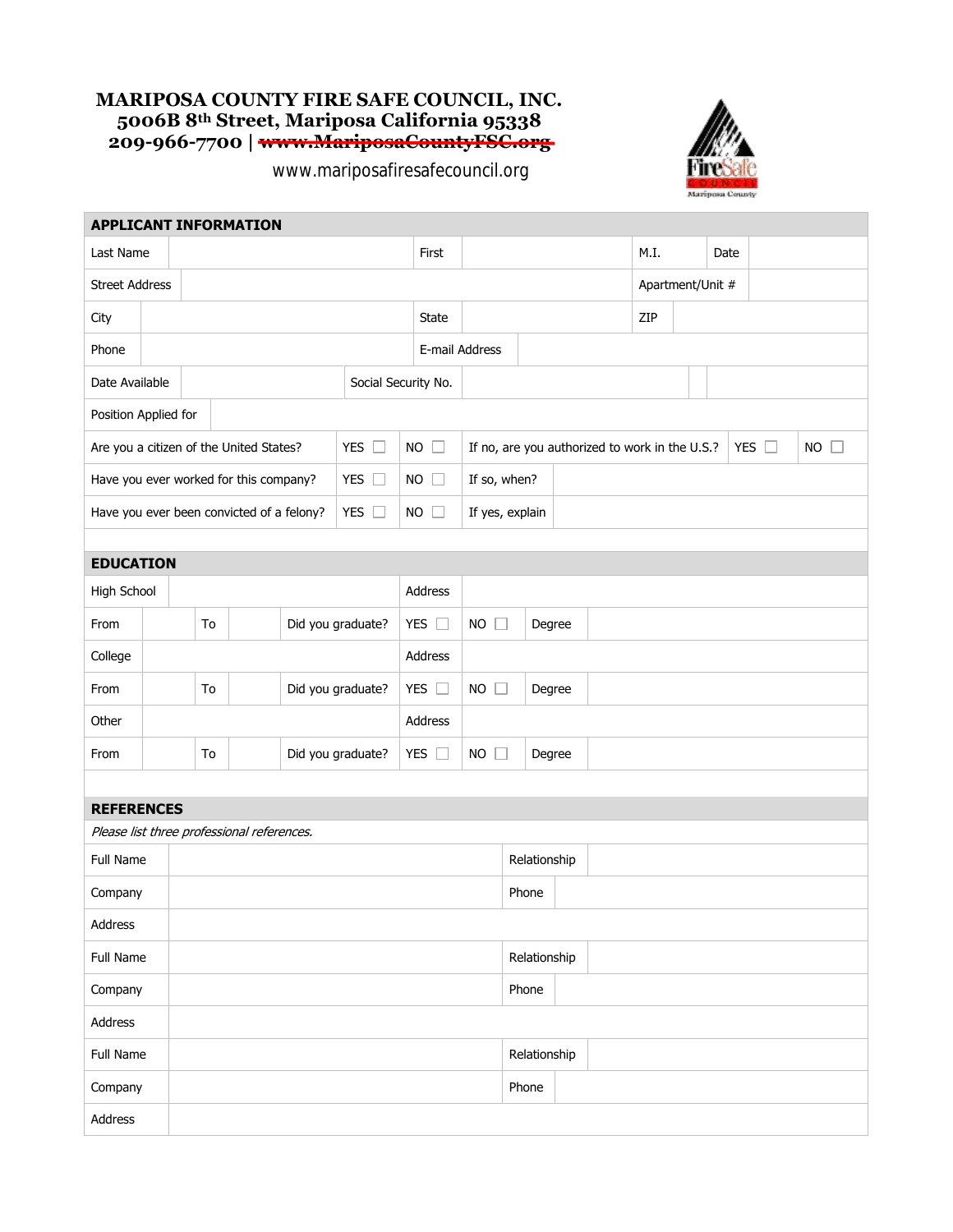# MARIPOSA COUNTY FIRE SAFE COUNCIL, INC.

**5006B 8th Street, Mariposa California 95338**

**209-966-7700 | ~~www.MariposaCountyFSC.org~~**

www.mariposafiresafecouncil.org

## APPLICANT INFORMATION

| Last Name | | First | | M.I. | | Date | |
|---|---|---|---|---|---|---|---|
| Street Address | | | | Apartment/Unit # | | | |
| City | | State | | ZIP | | | |
| Phone | | E-mail Address | | | | | |
| Date Available | | Social Security No. | | | | | |
| Position Applied for | | | | | | | |

| | | | | | |
|---|---|---|---|---|---|
| Are you a citizen of the United States? | YES ☐ | NO ☐ | If no, are you authorized to work in the U.S.? | YES ☐ | NO ☐ |
| Have you ever worked for this company? | YES ☐ | NO ☐ | If so, when? | | |
| Have you ever been convicted of a felony? | YES ☐ | NO ☐ | If yes, explain | | |

## EDUCATION

| | | | | | | | |
|---|---|---|---|---|---|---|---|
| High School | | | | Address | | | |
| From | | To | | Did you graduate? | YES ☐ | NO ☐ | Degree |
| College | | | | Address | | | |
| From | | To | | Did you graduate? | YES ☐ | NO ☐ | Degree |
| Other | | | | Address | | | |
| From | | To | | Did you graduate? | YES ☐ | NO ☐ | Degree |

## REFERENCES

*Please list three professional references.*

| | | | |
|---|---|---|---|
| Full Name | | Relationship | |
| Company | | Phone | |
| Address | | | |
| Full Name | | Relationship | |
| Company | | Phone | |
| Address | | | |
| Full Name | | Relationship | |
| Company | | Phone | |
| Address | | | |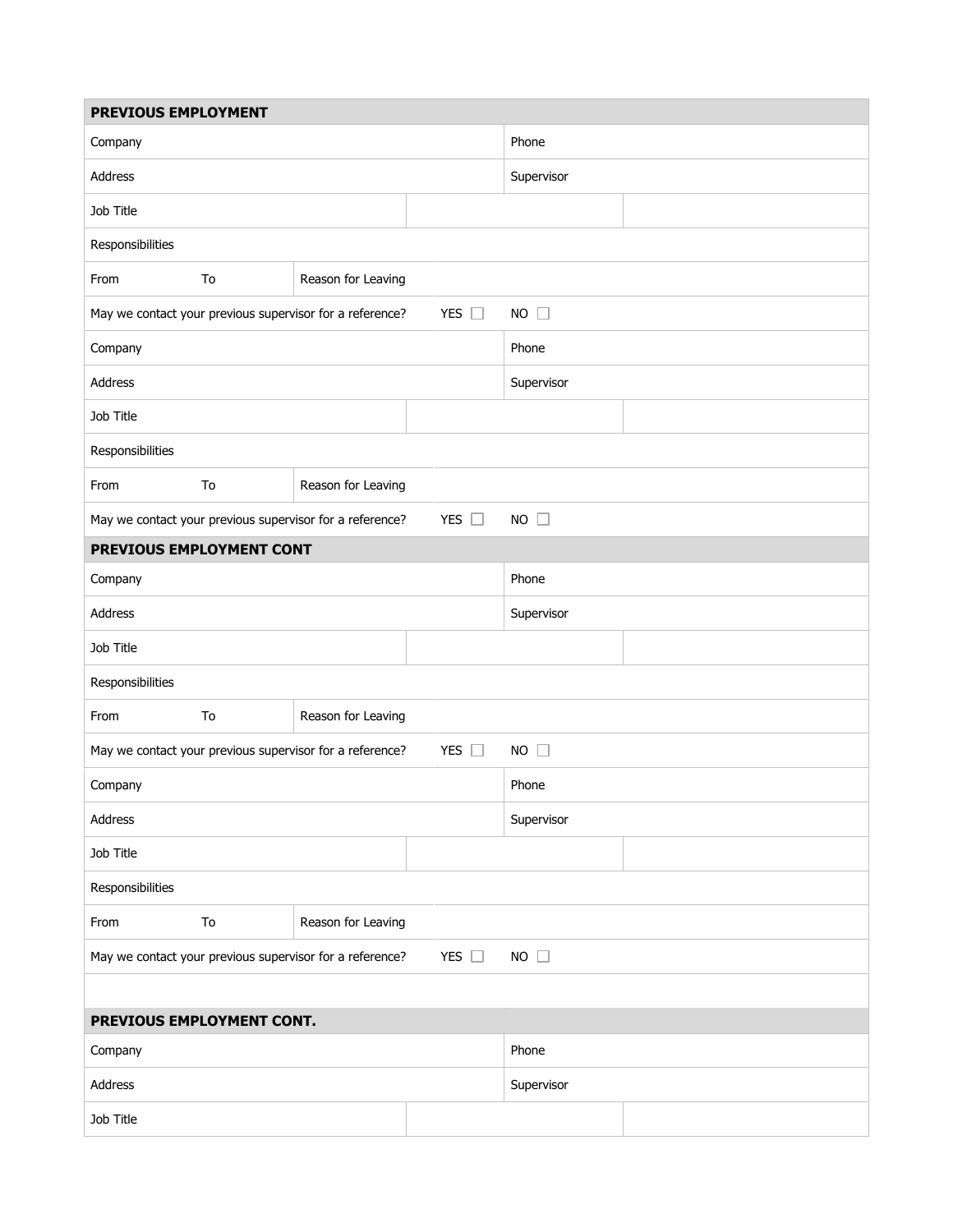## PREVIOUS EMPLOYMENT

| Company | | | Phone |
|---|---|---|---|
| Address | | | Supervisor |
| Job Title | | | |
| Responsibilities | | | |
| From | To | Reason for Leaving | |
| May we contact your previous supervisor for a reference? | | YES ☐ | NO ☐ |
| Company | | | Phone |
| Address | | | Supervisor |
| Job Title | | | |
| Responsibilities | | | |
| From | To | Reason for Leaving | |
| May we contact your previous supervisor for a reference? | | YES ☐ | NO ☐ |

## PREVIOUS EMPLOYMENT CONT

| Company | | | Phone |
|---|---|---|---|
| Address | | | Supervisor |
| Job Title | | | |
| Responsibilities | | | |
| From | To | Reason for Leaving | |
| May we contact your previous supervisor for a reference? | | YES ☐ | NO ☐ |
| Company | | | Phone |
| Address | | | Supervisor |
| Job Title | | | |
| Responsibilities | | | |
| From | To | Reason for Leaving | |
| May we contact your previous supervisor for a reference? | | YES ☐ | NO ☐ |

## PREVIOUS EMPLOYMENT CONT.

| Company | | | Phone |
|---|---|---|---|
| Address | | | Supervisor |
| Job Title | | | |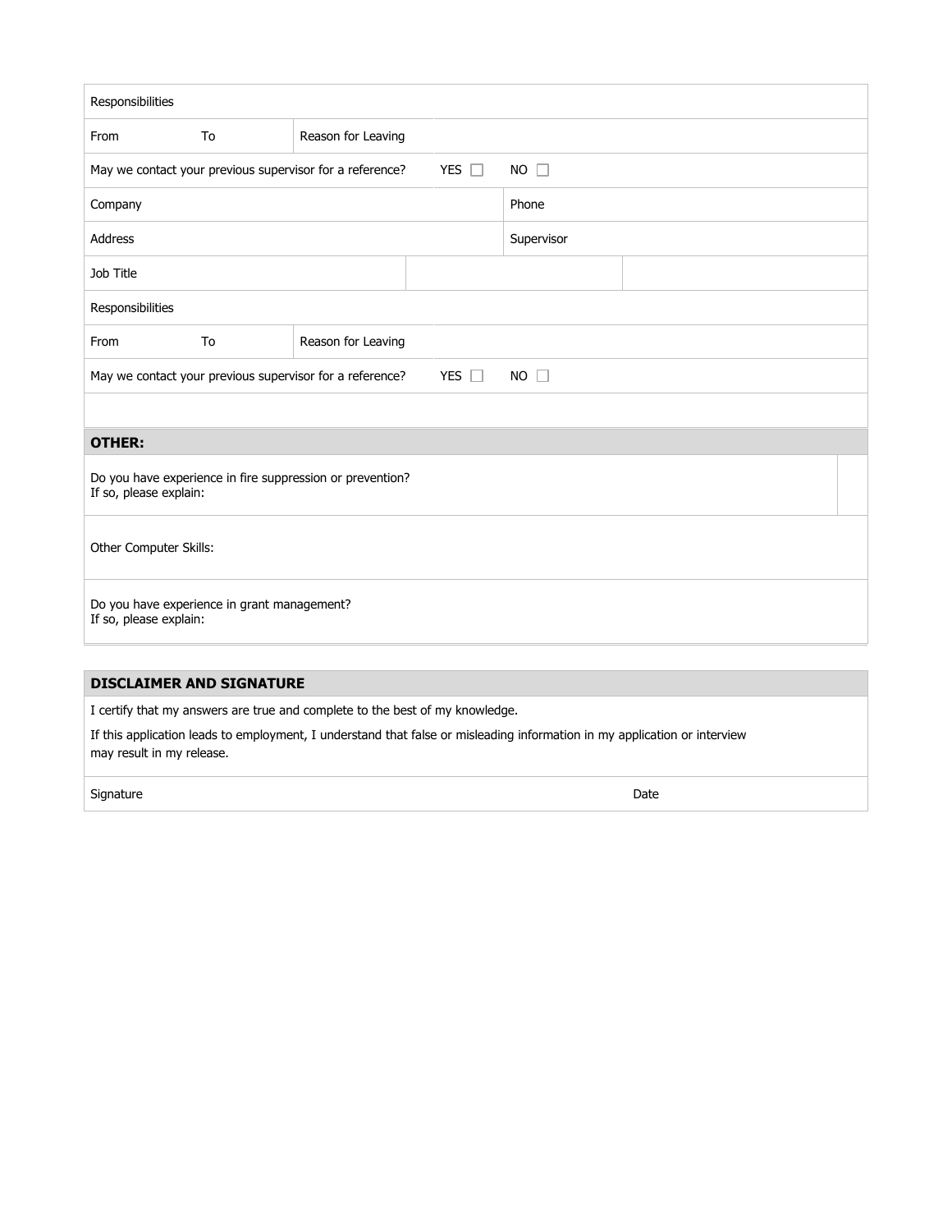| | | | |
|---|---|---|---|
| Responsibilities | | | |
| From | To | Reason for Leaving | |
| May we contact your previous supervisor for a reference? | | YES ☐ | NO ☐ |
| Company | | | Phone |
| Address | | | Supervisor |
| Job Title | | | |
| Responsibilities | | | |
| From | To | Reason for Leaving | |
| May we contact your previous supervisor for a reference? | | YES ☐ | NO ☐ |

## OTHER:

| |
|---|
| Do you have experience in fire suppression or prevention?<br>If so, please explain: |
| Other Computer Skills: |
| Do you have experience in grant management?<br>If so, please explain: |

## DISCLAIMER AND SIGNATURE

I certify that my answers are true and complete to the best of my knowledge.

If this application leads to employment, I understand that false or misleading information in my application or interview may result in my release.

| | |
|---|---|
| Signature | Date |